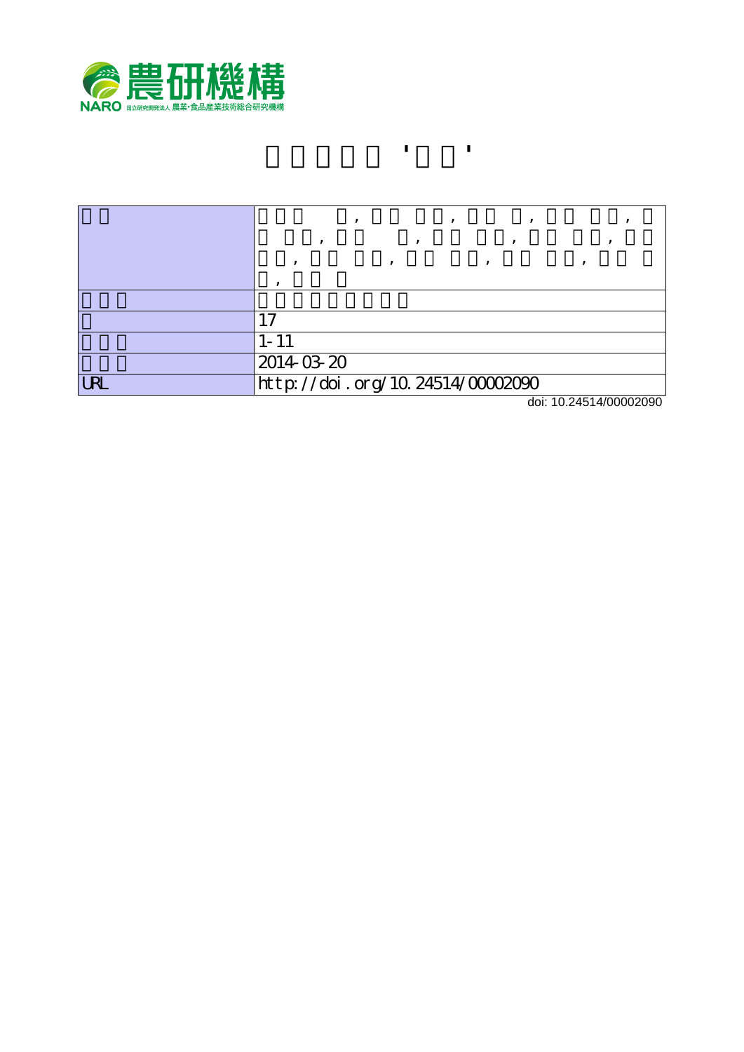農研機構

NARO 国立研究開発法人 農業・食品産業技術総合研究機構

# ' '

| | |
|---|---|
| | , , , , , , , , , , , , , , |
| | |
| | 17 |
| | 1-11 |
| | 2014-03-20 |
| URL | http://doi.org/10.24514/00002090 |

doi: 10.24514/00002090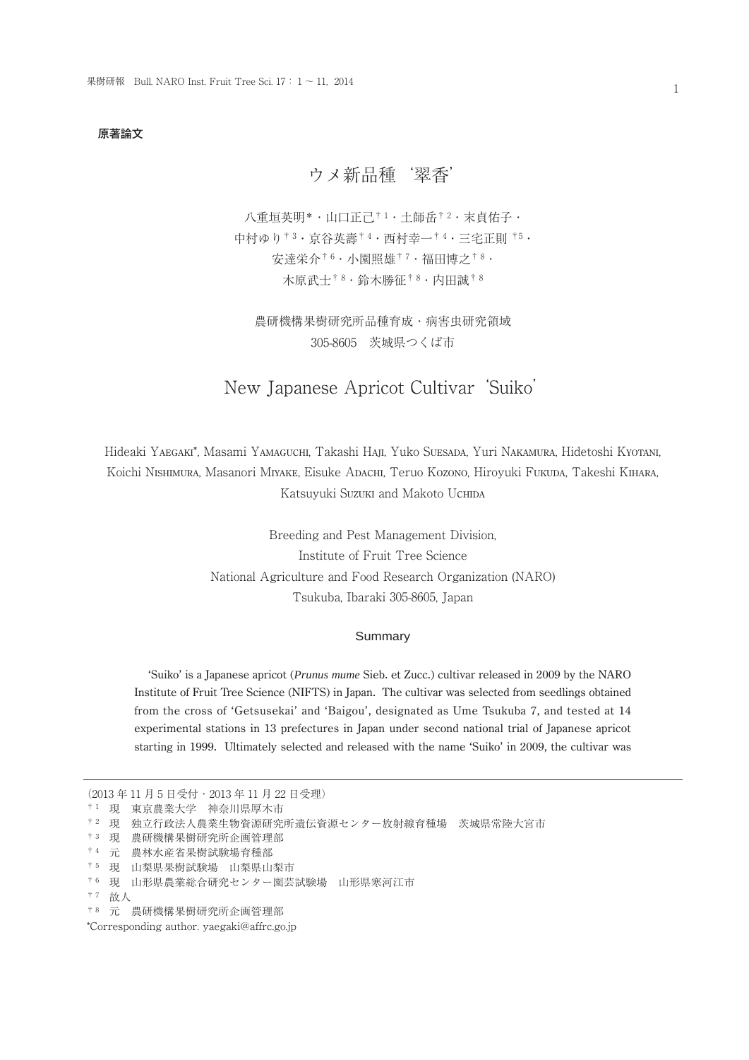**原著論文**

# ウメ新品種‘翠香’

八重垣英明*・山口正己[†1]・土師岳[†2]・末貞佑子・
中村ゆり[†3]・京谷英壽[†4]・西村幸一[†4]・三宅正則[†5]・
安達栄介[†6]・小園照雄[†7]・福田博之[†8]・
木原武士[†8]・鈴木勝征[†8]・内田誠[†8]

農研機構果樹研究所品種育成・病害虫研究領域
305-8605　茨城県つくば市

# New Japanese Apricot Cultivar ‘Suiko’

Hideaki Yaegaki*, Masami Yamaguchi, Takashi Haji, Yuko Suesada, Yuri Nakamura, Hidetoshi Kyotani, Koichi Nishimura, Masanori Miyake, Eisuke Adachi, Teruo Kozono, Hiroyuki Fukuda, Takeshi Kihara, Katsuyuki Suzuki and Makoto Uchida

Breeding and Pest Management Division,
Institute of Fruit Tree Science
National Agriculture and Food Research Organization (NARO)
Tsukuba, Ibaraki 305-8605, Japan

## Summary

‘Suiko’ is a Japanese apricot (*Prunus mume* Sieb. et Zucc.) cultivar released in 2009 by the NARO Institute of Fruit Tree Science (NIFTS) in Japan. The cultivar was selected from seedlings obtained from the cross of ‘Getsusekai’ and ‘Baigou’, designated as Ume Tsukuba 7, and tested at 14 experimental stations in 13 prefectures in Japan under second national trial of Japanese apricot starting in 1999. Ultimately selected and released with the name ‘Suiko’ in 2009, the cultivar was

---

（2013 年 11 月 5 日受付・2013 年 11 月 22 日受理）

[†1] 現　東京農業大学　神奈川県厚木市

[†2] 現　独立行政法人農業生物資源研究所遺伝資源センター放射線育種場　茨城県常陸大宮市

[†3] 現　農研機構果樹研究所企画管理部

[†4] 元　農林水産省果樹試験場育種部

[†5] 現　山梨県果樹試験場　山梨県山梨市

[†6] 現　山形県農業総合研究センター園芸試験場　山形県寒河江市

[†7] 故人

[†8] 元　農研機構果樹研究所企画管理部

*Corresponding author. yaegaki@affrc.go.jp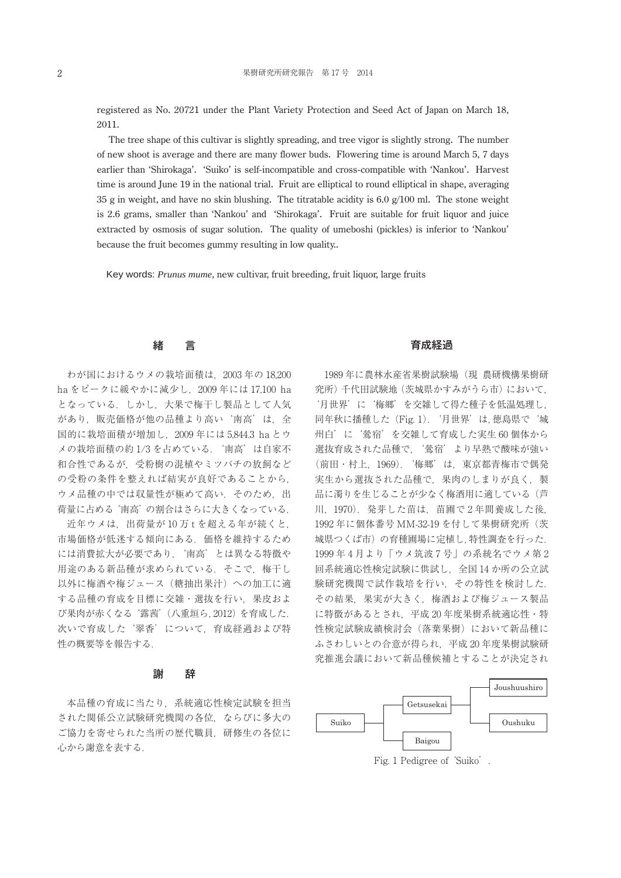registered as No. 20721 under the Plant Variety Protection and Seed Act of Japan on March 18, 2011.

The tree shape of this cultivar is slightly spreading, and tree vigor is slightly strong. The number of new shoot is average and there are many flower buds. Flowering time is around March 5, 7 days earlier than 'Shirokaga'. 'Suiko' is self-incompatible and cross-compatible with 'Nankou'. Harvest time is around June 19 in the national trial. Fruit are elliptical to round elliptical in shape, averaging 35 g in weight, and have no skin blushing. The titratable acidity is 6.0 g/100 ml. The stone weight is 2.6 grams, smaller than 'Nankou' and 'Shirokaga'. Fruit are suitable for fruit liquor and juice extracted by osmosis of sugar solution. The quality of umeboshi (pickles) is inferior to 'Nankou' because the fruit becomes gummy resulting in low quality..

Key words: *Prunus mume*, new cultivar, fruit breeding, fruit liquor, large fruits

## 緒　言

わが国におけるウメの栽培面積は，2003 年の 18,200 ha をピークに緩やかに減少し，2009 年には 17,100 ha となっている．しかし，大果で梅干し製品として人気があり，販売価格が他の品種より高い‘南高’は，全国的に栽培面積が増加し，2009 年には 5,844.3 ha とウメの栽培面積の約 1/3 を占めている．‘南高’は自家不和合性であるが，受粉樹の混植やミツバチの放飼などの受粉の条件を整えれば結実が良好であることから，ウメ品種の中では収量性が極めて高い．そのため，出荷量に占める‘南高’の割合はさらに大きくなっている．

近年ウメは，出荷量が 10 万 t を超える年が続くと，市場価格が低迷する傾向にある．価格を維持するためには消費拡大が必要であり，‘南高’とは異なる特徴や用途のある新品種が求められている．そこで，梅干し以外に梅酒や梅ジュース（糖抽出果汁）への加工に適する品種の育成を目標に交雑・選抜を行い，果皮および果肉が赤くなる‘露茜’（八重垣ら, 2012）を育成した．次いで育成した‘翠香’について，育成経過および特性の概要等を報告する．

## 謝　辞

本品種の育成に当たり，系統適応性検定試験を担当された関係公立試験研究機関の各位，ならびに多大のご協力を寄せられた当所の歴代職員，研修生の各位に心から謝意を表する．

## 育成経過

1989 年に農林水産省果樹試験場（現 農研機構果樹研究所）千代田試験地（茨城県かすみがうら市）において，‘月世界’に‘梅郷’を交雑して得た種子を低温処理し，同年秋に播種した（Fig. 1）．‘月世界’は,徳島県で‘城州白’に‘鶯宿’を交雑して育成した実生 60 個体から選抜育成された品種で，‘鶯宿’より早熟で酸味が強い（前田・村上，1969）．‘梅郷’は，東京都青梅市で偶発実生から選抜された品種で，果肉のしまりが良く，製品に濁りを生じることが少なく梅酒用に適している（芦川，1970）．発芽した苗は，苗圃で 2 年間養成した後，1992 年に個体番号 MM-32-19 を付して果樹研究所（茨城県つくば市）の育種圃場に定植し，特性調査を行った．1999 年 4 月より「ウメ筑波 7 号」の系統名でウメ第 2 回系統適応性検定試験に供試し，全国 14 か所の公立試験研究機関で試作栽培を行い，その特性を検討した．その結果，果実が大きく，梅酒および梅ジュース製品に特徴があるとされ，平成 20 年度果樹系統適応性・特性検定試験成績検討会（落葉果樹）において新品種にふさわしいとの合意が得られ，平成 20 年度果樹試験研究推進会議において新品種候補とすることが決定され

Suiko ― Getsusekai (Joushuushiro × Oushuku) × Baigou

Fig. 1 Pedigree of 'Suiko'.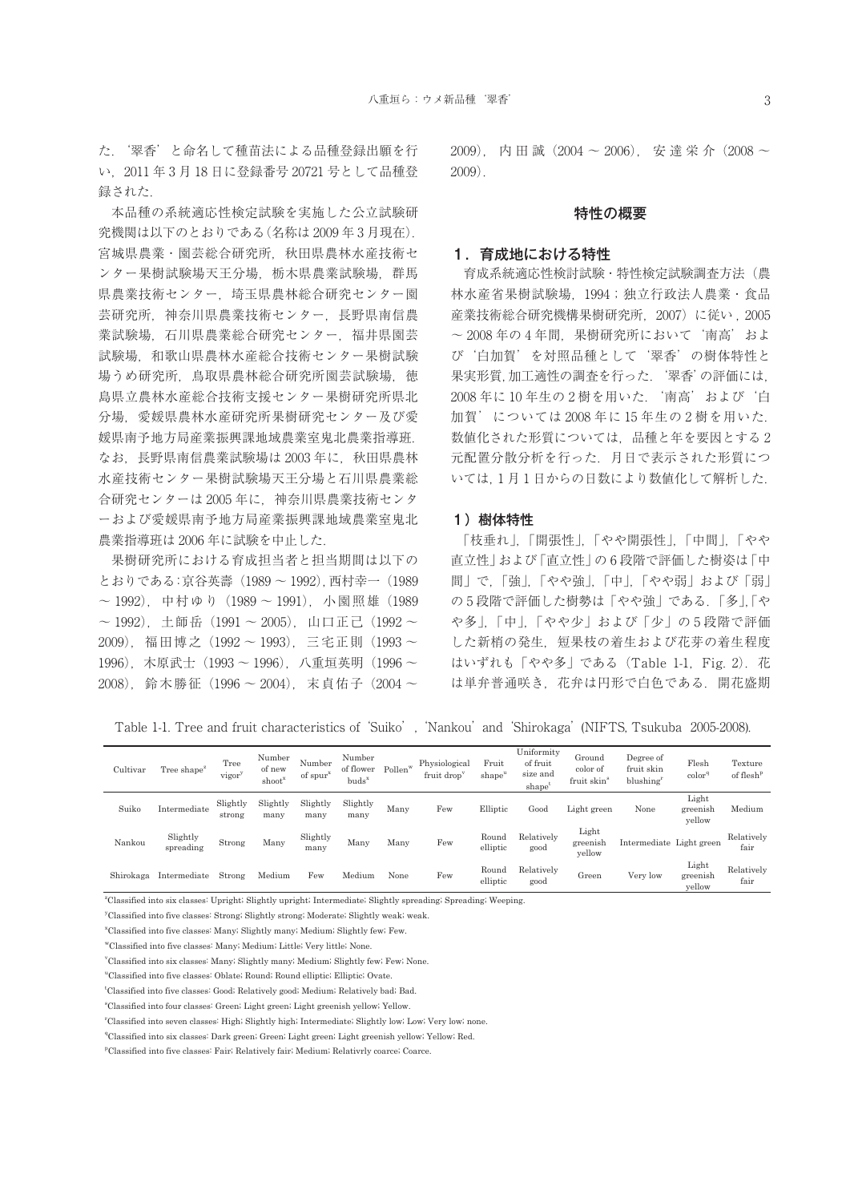た．‘翠香’と命名して種苗法による品種登録出願を行い，2011 年 3 月 18 日に登録番号 20721 号として品種登録された．

本品種の系統適応性検定試験を実施した公立試験研究機関は以下のとおりである（名称は 2009 年 3 月現在）．宮城県農業・園芸総合研究所，秋田県農林水産技術センター果樹試験場天王分場，栃木県農業試験場，群馬県農業技術センター，埼玉県農林総合研究センター園芸研究所，神奈川県農業技術センター，長野県南信農業試験場，石川県農業総合研究センター，福井県園芸試験場，和歌山県農林水産総合技術センター果樹試験場うめ研究所，鳥取県農林総合研究所園芸試験場，徳島県立農林水産総合技術支援センター果樹研究所県北分場，愛媛県農林水産研究所果樹研究センター及び愛媛県南予地方局産業振興課地域農業室鬼北農業指導班．なお，長野県南信農業試験場は 2003 年に，秋田県農林水産技術センター果樹試験場天王分場と石川県農業総合研究センターは 2005 年に，神奈川県農業技術センターおよび愛媛県南予地方局産業振興課地域農業室鬼北農業指導班は 2006 年に試験を中止した．

果樹研究所における育成担当者と担当期間は以下のとおりである：京谷英壽（1989 ～ 1992），西村幸一（1989 ～ 1992），中村ゆり（1989 ～ 1991），小園照雄（1989 ～ 1992），土師岳（1991 ～ 2005），山口正己（1992 ～ 2009），福田博之（1992 ～ 1993），三宅正則（1993 ～ 1996），木原武士（1993 ～ 1996），八重垣英明（1996 ～ 2008），鈴木勝征（1996 ～ 2004），末貞佑子（2004 ～ 2009），内田誠（2004 ～ 2006），安達栄介（2008 ～ 2009）．

## 特性の概要

### 1．育成地における特性

育成系統適応性検討試験・特性検定試験調査方法（農林水産省果樹試験場，1994；独立行政法人農業・食品産業技術総合研究機構果樹研究所，2007）に従い，2005 ～ 2008 年の 4 年間，果樹研究所において‘南高’および‘白加賀’を対照品種として‘翠香’の樹体特性と果実形質，加工適性の調査を行った．‘翠香’の評価には，2008 年に 10 年生の 2 樹を用いた．‘南高’および‘白加賀’については 2008 年に 15 年生の 2 樹を用いた．数値化された形質については，品種と年を要因とする 2 元配置分散分析を行った．月日で表示された形質については，1 月 1 日からの日数により数値化して解析した．

#### 1）樹体特性

「枝垂れ」，「開張性」，「やや開張性」，「中間」，「やや直立性」および「直立性」の 6 段階で評価した樹姿は「中間」で，「強」，「やや強」，「中」，「やや弱」および「弱」の 5 段階で評価した樹勢は「やや強」である．「多」，「やや多」，「中」，「やや少」および「少」の 5 段階で評価した新梢の発生，短果枝の着生および花芽の着生程度はいずれも「やや多」である（Table 1-1, Fig. 2）．花は単弁普通咲き，花弁は円形で白色である．開花盛期

Table 1-1. Tree and fruit characteristics of ‘Suiko’, ‘Nankou’ and ‘Shirokaga’ (NIFTS, Tsukuba 2005-2008).

| Cultivar | Tree shape[z] | Tree vigor[y] | Number of new shoot[x] | Number of spur[x] | Number of flower buds[x] | Pollen[w] | Physiological fruit drop[v] | Fruit shape[u] | Uniformity of fruit size and shape[t] | Ground color of fruit skin[s] | Degree of fruit skin blushing[r] | Flesh color[q] | Texture of flesh[p] |
|---|---|---|---|---|---|---|---|---|---|---|---|---|---|
| Suiko | Intermediate | Slightly strong | Slightly many | Slightly many | Slightly many | Many | Few | Elliptic | Good | Light green | None | Light greenish yellow | Medium |
| Nankou | Slightly spreading | Strong | Many | Slightly many | Many | Many | Few | Round elliptic | Relatively good | Light greenish yellow | Intermediate | Light green | Relatively fair |
| Shirokaga | Intermediate | Strong | Medium | Few | Medium | None | Few | Round elliptic | Relatively good | Green | Very low | Light greenish yellow | Relatively fair |

[z]Classified into six classes: Upright; Slightly upright; Intermediate; Slightly spreading; Spreading; Weeping.

[y]Classified into five classes: Strong; Slightly strong; Moderate; Slightly weak; weak.

[x]Classified into five classes: Many; Slightly many; Medium; Slightly few; Few.

[w]Classified into five classes: Many; Medium; Little; Very little; None.

[v]Classified into six classes: Many; Slightly many; Medium; Slightly few; Few; None.

[u]Classified into five classes: Oblate; Round; Round elliptic; Elliptic; Ovate.

[t]Classified into five classes: Good; Relatively good; Medium; Relatively bad; Bad.

[s]Classified into four classes: Green; Light green; Light greenish yellow; Yellow.

[r]Classified into seven classes: High; Slightly high; Intermediate; Slightly low; Low; Very low; none.

[q]Classified into six classes: Dark green; Green; Light green; Light greenish yellow; Yellow; Red.

[p]Classified into five classes: Fair; Relatively fair; Medium; Relativrly coarce; Coarce.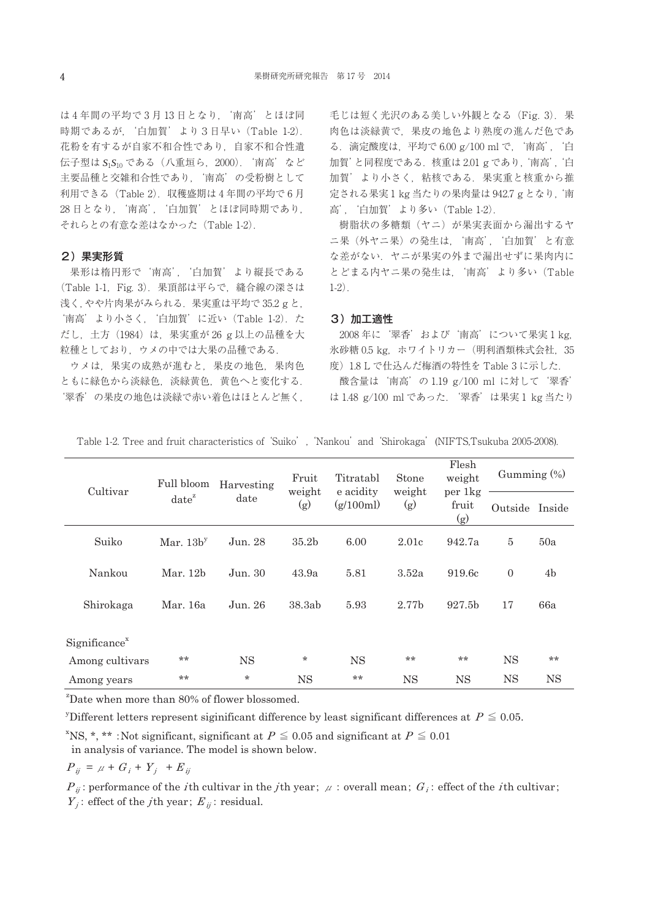は4年間の平均で3月13日となり，'南高' とほぼ同時期であるが，'白加賀' より3日早い（Table 1-2）．花粉を有するが自家不和合性であり，自家不和合性遺伝子型は $S_1S_{10}$ である（八重垣ら，2000）．'南高' など主要品種と交雑和合性であり，'南高' の受粉樹として利用できる（Table 2）．収穫盛期は4年間の平均で6月28日となり，'南高'，'白加賀' とほぼ同時期であり，それらとの有意な差はなかった（Table 1-2）．

### 2）果実形質

果形は楕円形で '南高'，'白加賀' より縦長である（Table 1-1, Fig. 3）．果頂部は平らで，縫合線の深さは浅く，やや片肉果がみられる．果実重は平均で35.2 gと，'南高' より小さく，'白加賀' に近い（Table 1-2）．ただし，土方（1984）は，果実重が26 g以上の品種を大粒種としており，ウメの中では大果の品種である．

ウメは，果実の成熟が進むと，果皮の地色，果肉色ともに緑色から淡緑色，淡緑黄色，黄色へと変化する．'翠香' の果皮の地色は淡緑で赤い着色はほとんど無く，毛じは短く光沢のある美しい外観となる（Fig. 3）．果肉色は淡緑黄で，果皮の地色より熟度の進んだ色である．滴定酸度は，平均で6.00 g/100 mlで，'南高'，'白加賀' と同程度である．核重は2.01 gであり，'南高'，'白加賀' より小さく，粘核である．果実重と核重から推定される果実1 kg当たりの果肉量は942.7 gとなり，'南高'，'白加賀' より多い（Table 1-2）．

樹脂状の多糖類（ヤニ）が果実表面から漏出するヤニ果（外ヤニ果）の発生は，'南高'，'白加賀' と有意な差がない．ヤニが果実の外まで漏出せずに果肉内にとどまる内ヤニ果の発生は，'南高' より多い（Table 1-2）．

### 3）加工適性

2008年に '翠香' および '南高' について果実1 kg，氷砂糖0.5 kg，ホワイトリカー（明利酒類株式会社，35度）1.8 Lで仕込んだ梅酒の特性をTable 3に示した．

酸含量は '南高' の1.19 g/100 mlに対して '翠香' は1.48 g/100 mlであった．'翠香' は果実1 kg当たり

Table 1-2. Tree and fruit characteristics of 'Suiko', 'Nankou' and 'Shirokaga' (NIFTS,Tsukuba 2005-2008).

| Cultivar | Full bloom date[z] | Harvesting date | Fruit weight (g) | Titratable acidity (g/100ml) | Stone weight (g) | Flesh weight per 1kg fruit (g) | Gumming (%) | |
|---|---|---|---|---|---|---|---|---|
| | | | | | | | Outside | Inside |
| Suiko | Mar. 13b[y] | Jun. 28 | 35.2b | 6.00 | 2.01c | 942.7a | 5 | 50a |
| Nankou | Mar. 12b | Jun. 30 | 43.9a | 5.81 | 3.52a | 919.6c | 0 | 4b |
| Shirokaga | Mar. 16a | Jun. 26 | 38.3ab | 5.93 | 2.77b | 927.5b | 17 | 66a |
| Significance[x] | | | | | | | | |
| Among cultivars | ** | NS | * | NS | ** | ** | NS | ** |
| Among years | ** | * | NS | ** | NS | NS | NS | NS |

[z]Date when more than 80% of flower blossomed.

[y]Different letters represent siginificant difference by least significant differences at $P \leqq 0.05$.

[x]NS, *, ** :Not significant, significant at $P \leqq 0.05$ and significant at $P \leqq 0.01$ in analysis of variance. The model is shown below.

$$P_{ij} = \mu + G_i + Y_j + E_{ij}$$

$P_{ij}$: performance of the $i$th cultivar in the $j$th year; $\mu$ : overall mean; $G_i$: effect of the $i$th cultivar; $Y_j$: effect of the $j$th year; $E_{ij}$: residual.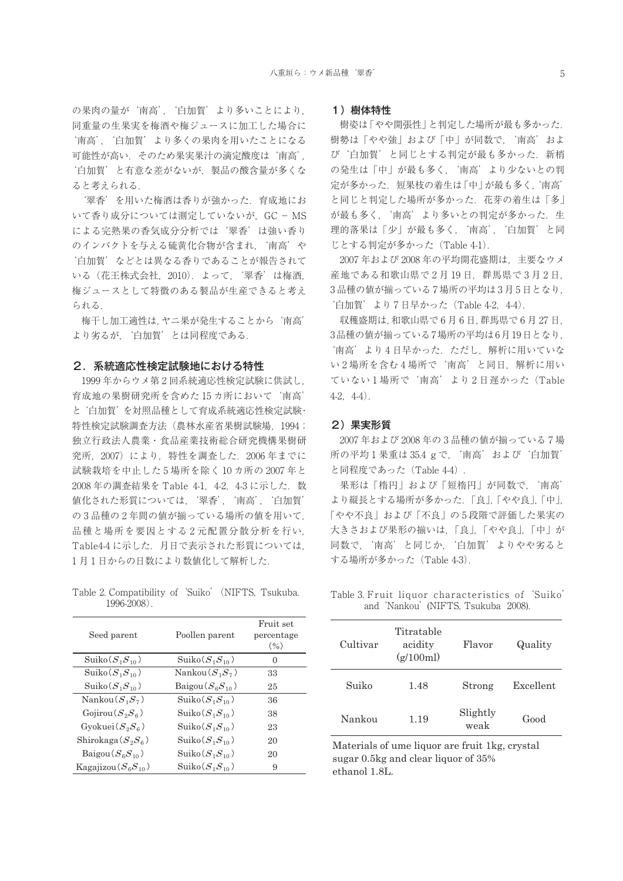の果肉の量が‘南高’，‘白加賀’より多いことにより，同重量の生果実を梅酒や梅ジュースに加工した場合に‘南高’，‘白加賀’より多くの果肉を用いたことになる可能性が高い．そのため果実果汁の滴定酸度は‘南高’，‘白加賀’と有意な差がないが，製品の酸含量が多くなると考えられる．

‘翠香’を用いた梅酒は香りが強かった．育成地において香り成分については測定していないが，GC − MS による完熟果の香気成分分析では‘翠香’は強い香りのインパクトを与える硫黄化合物が含まれ，‘南高’や‘白加賀’などとは異なる香りであることが報告されている（花王株式会社，2010）．よって，‘翠香’は梅酒，梅ジュースとして特徴のある製品が生産できると考えられる．

梅干し加工適性は，ヤニ果が発生することから‘南高’より劣るが，‘白加賀’とは同程度である．

## 2．系統適応性検定試験地における特性

1999 年からウメ第 2 回系統適応性検定試験に供試し，育成地の果樹研究所を含めた 15 カ所において‘南高’と‘白加賀’を対照品種として育成系統適応性検定試験・特性検定試験調査方法（農林水産省果樹試験場，1994；独立行政法人農業・食品産業技術総合研究機構果樹研究所，2007）により，特性を調査した．2006 年までに試験栽培を中止した 5 場所を除く 10 カ所の 2007 年と 2008 年の調査結果を Table 4-1，4-2，4-3 に示した．数値化された形質については，‘翠香’，‘南高’，‘白加賀’の 3 品種の 2 年間の値が揃っている場所の値を用いて，品種と場所を要因とする 2 元配置分散分析を行い，Table4-4 に示した．月日で表示された形質については，1 月 1 日からの日数により数値化して解析した．

Table 2. Compatibility of ‘Suiko’ (NIFTS, Tsukuba. 1996-2008).

| Seed parent | Poollen parent | Fruit set percentage (%) |
|---|---|---|
| Suiko($S_1S_{10}$) | Suiko($S_1S_{10}$) | 0 |
| Suiko($S_1S_{10}$) | Nankou($S_1S_7$) | 33 |
| Suiko($S_1S_{10}$) | Baigou($S_6S_{10}$) | 25 |
| Nankou($S_1S_7$) | Suiko($S_1S_{10}$) | 36 |
| Gojirou($S_2S_6$) | Suiko($S_1S_{10}$) | 38 |
| Gyokuei($S_2S_6$) | Suiko($S_1S_{10}$) | 23 |
| Shirokaga($S_2S_6$) | Suiko($S_1S_{10}$) | 20 |
| Baigou($S_6S_{10}$) | Suiko($S_1S_{10}$) | 20 |
| Kagajizou($S_6S_{10}$) | Suiko($S_1S_{10}$) | 9 |

### 1）樹体特性

樹姿は「やや開張性」と判定した場所が最も多かった．樹勢は「やや強」および「中」が同数で，‘南高’および‘白加賀’と同じとする判定が最も多かった．新梢の発生は「中」が最も多く，‘南高’より少ないとの判定が多かった．短果枝の着生は「中」が最も多く，‘南高’と同じと判定した場所が多かった．花芽の着生は「多」が最も多く，‘南高’より多いとの判定が多かった．生理的落果は「少」が最も多く，‘南高’，‘白加賀’と同じとする判定が多かった（Table 4-1）．

2007 年および 2008 年の平均開花盛期は，主要なウメ産地である和歌山県で 2 月 19 日，群馬県で 3 月 2 日，3 品種の値が揃っている 7 場所の平均は 3 月 5 日となり，‘白加賀’より 7 日早かった（Table 4-2，4-4）．

収穫盛期は，和歌山県で 6 月 6 日，群馬県で 6 月 27 日，3 品種の値が揃っている 7 場所の平均は 6 月 19 日となり，‘南高’より 4 日早かった．ただし，解析に用いていない 2 場所を含む 4 場所で‘南高’と同日，解析に用いていない 1 場所で‘南高’より 2 日遅かった（Table 4-2，4-4）．

### 2）果実形質

2007 年および 2008 年の 3 品種の値が揃っている 7 場所の平均 1 果重は 35.4 g で，‘南高’および‘白加賀’と同程度であった（Table 4-4）．

果形は「楕円」および「短楕円」が同数で，‘南高’より縦長とする場所が多かった．「良」，「やや良」，「中」，「やや不良」および「不良」の 5 段階で評価した果実の大きさおよび果形の揃いは，「良」，「やや良」，「中」が同数で，‘南高’と同じか，‘白加賀’よりやや劣るとする場所が多かった（Table 4-3）．

Table 3. Fruit liquor characteristics of ‘Suiko’ and ‘Nankou’ (NIFTS, Tsukuba 2008).

| Cultivar | Titratable acidity (g/100ml) | Flavor | Quality |
|---|---|---|---|
| Suiko | 1.48 | Strong | Excellent |
| Nankou | 1.19 | Slightly weak | Good |

Materials of ume liquor are fruit 1kg, crystal sugar 0.5kg and clear liquor of 35% ethanol 1.8L.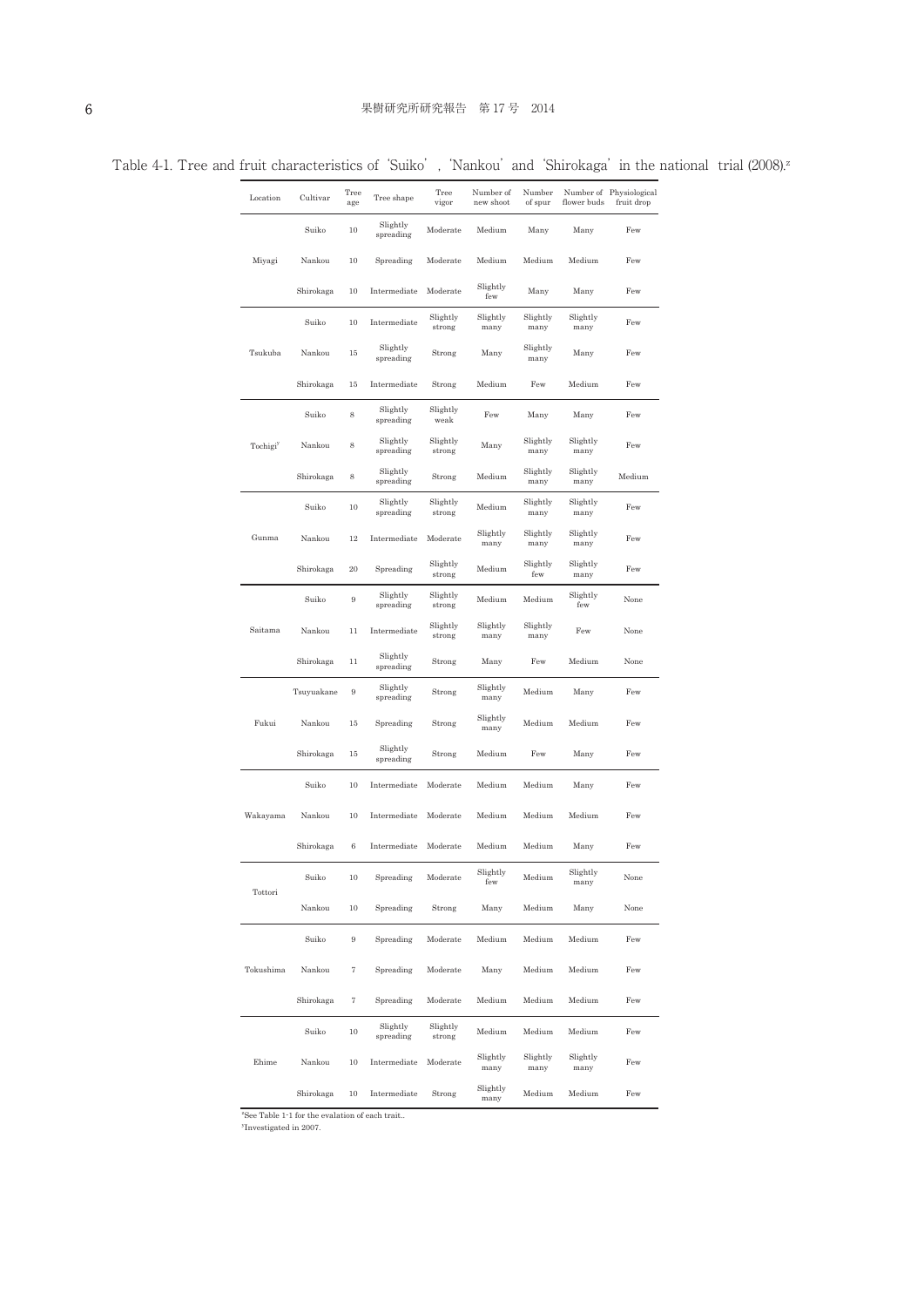Table 4-1. Tree and fruit characteristics of 'Suiko', 'Nankou' and 'Shirokaga' in the national trial (2008).[z]

| Location | Cultivar | Tree age | Tree shape | Tree vigor | Number of new shoot | Number of spur | Number of flower buds | Physiological fruit drop |
|---|---|---|---|---|---|---|---|---|
| Miyagi | Suiko | 10 | Slightly spreading | Moderate | Medium | Many | Many | Few |
| | Nankou | 10 | Spreading | Moderate | Medium | Medium | Medium | Few |
| | Shirokaga | 10 | Intermediate | Moderate | Slightly few | Many | Many | Few |
| Tsukuba | Suiko | 10 | Intermediate | Slightly strong | Slightly many | Slightly many | Slightly many | Few |
| | Nankou | 15 | Slightly spreading | Strong | Many | Slightly many | Many | Few |
| | Shirokaga | 15 | Intermediate | Strong | Medium | Few | Medium | Few |
| Tochigi[y] | Suiko | 8 | Slightly spreading | Slightly weak | Few | Many | Many | Few |
| | Nankou | 8 | Slightly spreading | Slightly strong | Many | Slightly many | Slightly many | Few |
| | Shirokaga | 8 | Slightly spreading | Strong | Medium | Slightly many | Slightly many | Medium |
| Gunma | Suiko | 10 | Slightly spreading | Slightly strong | Medium | Slightly many | Slightly many | Few |
| | Nankou | 12 | Intermediate | Moderate | Slightly many | Slightly many | Slightly many | Few |
| | Shirokaga | 20 | Spreading | Slightly strong | Medium | Slightly few | Slightly many | Few |
| Saitama | Suiko | 9 | Slightly spreading | Slightly strong | Medium | Medium | Slightly few | None |
| | Nankou | 11 | Intermediate | Slightly strong | Slightly many | Slightly many | Few | None |
| | Shirokaga | 11 | Slightly spreading | Strong | Many | Few | Medium | None |
| Fukui | Tsuyuakane | 9 | Slightly spreading | Strong | Slightly many | Medium | Many | Few |
| | Nankou | 15 | Spreading | Strong | Slightly many | Medium | Medium | Few |
| | Shirokaga | 15 | Slightly spreading | Strong | Medium | Few | Many | Few |
| Wakayama | Suiko | 10 | Intermediate | Moderate | Medium | Medium | Many | Few |
| | Nankou | 10 | Intermediate | Moderate | Medium | Medium | Medium | Few |
| | Shirokaga | 6 | Intermediate | Moderate | Medium | Medium | Many | Few |
| Tottori | Suiko | 10 | Spreading | Moderate | Slightly few | Medium | Slightly many | None |
| | Nankou | 10 | Spreading | Strong | Many | Medium | Many | None |
| Tokushima | Suiko | 9 | Spreading | Moderate | Medium | Medium | Medium | Few |
| | Nankou | 7 | Spreading | Moderate | Many | Medium | Medium | Few |
| | Shirokaga | 7 | Spreading | Moderate | Medium | Medium | Medium | Few |
| Ehime | Suiko | 10 | Slightly spreading | Slightly strong | Medium | Medium | Medium | Few |
| | Nankou | 10 | Intermediate | Moderate | Slightly many | Slightly many | Slightly many | Few |
| | Shirokaga | 10 | Intermediate | Strong | Slightly many | Medium | Medium | Few |

[z]See Table 1-1 for the evalation of each trait..
[y]Investigated in 2007.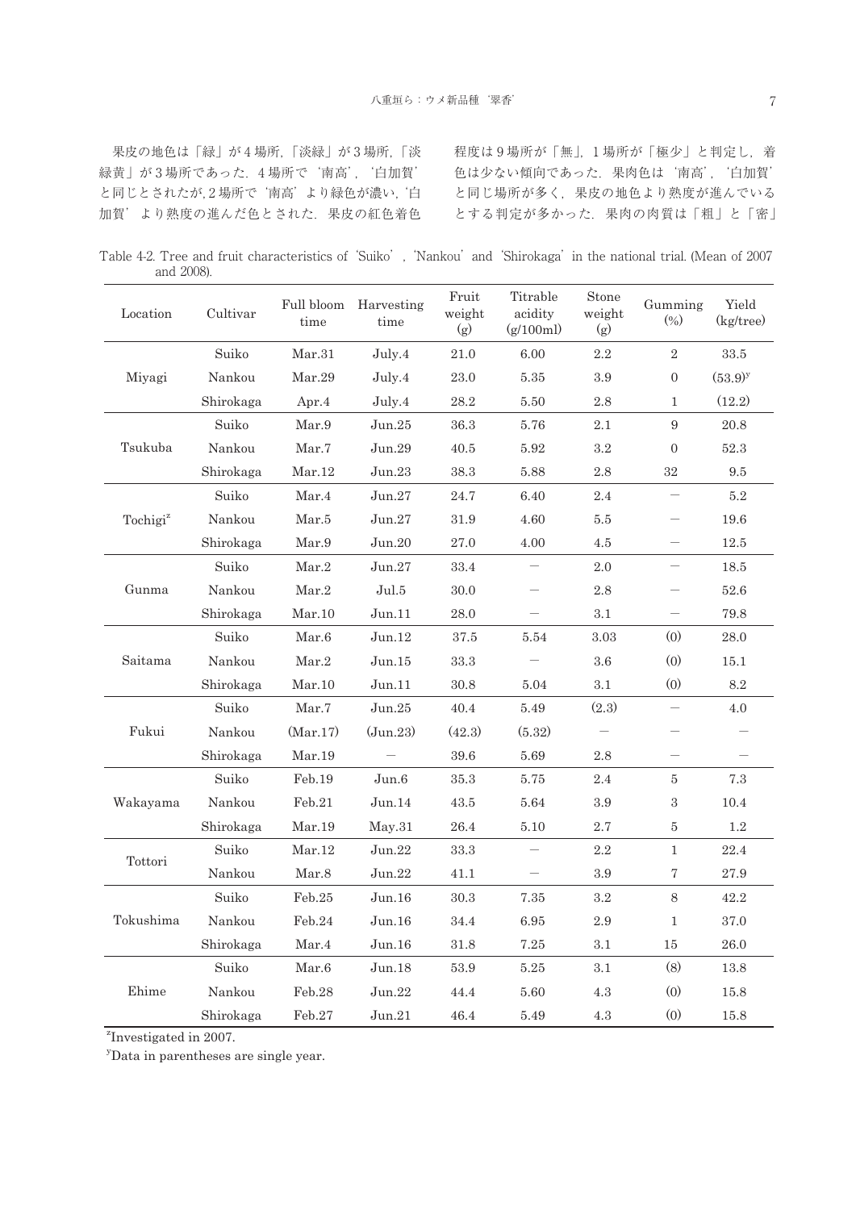果皮の地色は「緑」が4場所，「淡緑」が3場所，「淡緑黄」が3場所であった．4場所で‘南高’，‘白加賀’と同じとされたが，2場所で‘南高’より緑色が濃い，‘白加賀’より熟度の進んだ色とされた．果皮の紅色着色程度は9場所が「無」，1場所が「極少」と判定し，着色は少ない傾向であった．果肉色は‘南高’，‘白加賀’と同じ場所が多く，果皮の地色より熟度が進んでいるとする判定が多かった．果肉の肉質は「粗」と「密」

Table 4-2. Tree and fruit characteristics of ‘Suiko’, ‘Nankou’ and ‘Shirokaga’ in the national trial. (Mean of 2007 and 2008).

| Location | Cultivar | Full bloom time | Harvesting time | Fruit weight (g) | Titrable acidity (g/100ml) | Stone weight (g) | Gumming (%) | Yield (kg/tree) |
|---|---|---|---|---|---|---|---|---|
| Miyagi | Suiko | Mar.31 | July.4 | 21.0 | 6.00 | 2.2 | 2 | 33.5 |
| | Nankou | Mar.29 | July.4 | 23.0 | 5.35 | 3.9 | 0 | (53.9)[y] |
| | Shirokaga | Apr.4 | July.4 | 28.2 | 5.50 | 2.8 | 1 | (12.2) |
| Tsukuba | Suiko | Mar.9 | Jun.25 | 36.3 | 5.76 | 2.1 | 9 | 20.8 |
| | Nankou | Mar.7 | Jun.29 | 40.5 | 5.92 | 3.2 | 0 | 52.3 |
| | Shirokaga | Mar.12 | Jun.23 | 38.3 | 5.88 | 2.8 | 32 | 9.5 |
| Tochigi[z] | Suiko | Mar.4 | Jun.27 | 24.7 | 6.40 | 2.4 | − | 5.2 |
| | Nankou | Mar.5 | Jun.27 | 31.9 | 4.60 | 5.5 | − | 19.6 |
| | Shirokaga | Mar.9 | Jun.20 | 27.0 | 4.00 | 4.5 | − | 12.5 |
| Gunma | Suiko | Mar.2 | Jun.27 | 33.4 | − | 2.0 | − | 18.5 |
| | Nankou | Mar.2 | Jul.5 | 30.0 | − | 2.8 | − | 52.6 |
| | Shirokaga | Mar.10 | Jun.11 | 28.0 | − | 3.1 | − | 79.8 |
| Saitama | Suiko | Mar.6 | Jun.12 | 37.5 | 5.54 | 3.03 | (0) | 28.0 |
| | Nankou | Mar.2 | Jun.15 | 33.3 | − | 3.6 | (0) | 15.1 |
| | Shirokaga | Mar.10 | Jun.11 | 30.8 | 5.04 | 3.1 | (0) | 8.2 |
| Fukui | Suiko | Mar.7 | Jun.25 | 40.4 | 5.49 | (2.3) | − | 4.0 |
| | Nankou | (Mar.17) | (Jun.23) | (42.3) | (5.32) | − | − | − |
| | Shirokaga | Mar.19 | − | 39.6 | 5.69 | 2.8 | − | − |
| Wakayama | Suiko | Feb.19 | Jun.6 | 35.3 | 5.75 | 2.4 | 5 | 7.3 |
| | Nankou | Feb.21 | Jun.14 | 43.5 | 5.64 | 3.9 | 3 | 10.4 |
| | Shirokaga | Mar.19 | May.31 | 26.4 | 5.10 | 2.7 | 5 | 1.2 |
| Tottori | Suiko | Mar.12 | Jun.22 | 33.3 | − | 2.2 | 1 | 22.4 |
| | Nankou | Mar.8 | Jun.22 | 41.1 | − | 3.9 | 7 | 27.9 |
| Tokushima | Suiko | Feb.25 | Jun.16 | 30.3 | 7.35 | 3.2 | 8 | 42.2 |
| | Nankou | Feb.24 | Jun.16 | 34.4 | 6.95 | 2.9 | 1 | 37.0 |
| | Shirokaga | Mar.4 | Jun.16 | 31.8 | 7.25 | 3.1 | 15 | 26.0 |
| Ehime | Suiko | Mar.6 | Jun.18 | 53.9 | 5.25 | 3.1 | (8) | 13.8 |
| | Nankou | Feb.28 | Jun.22 | 44.4 | 5.60 | 4.3 | (0) | 15.8 |
| | Shirokaga | Feb.27 | Jun.21 | 46.4 | 5.49 | 4.3 | (0) | 15.8 |

[z]Investigated in 2007.

[y]Data in parentheses are single year.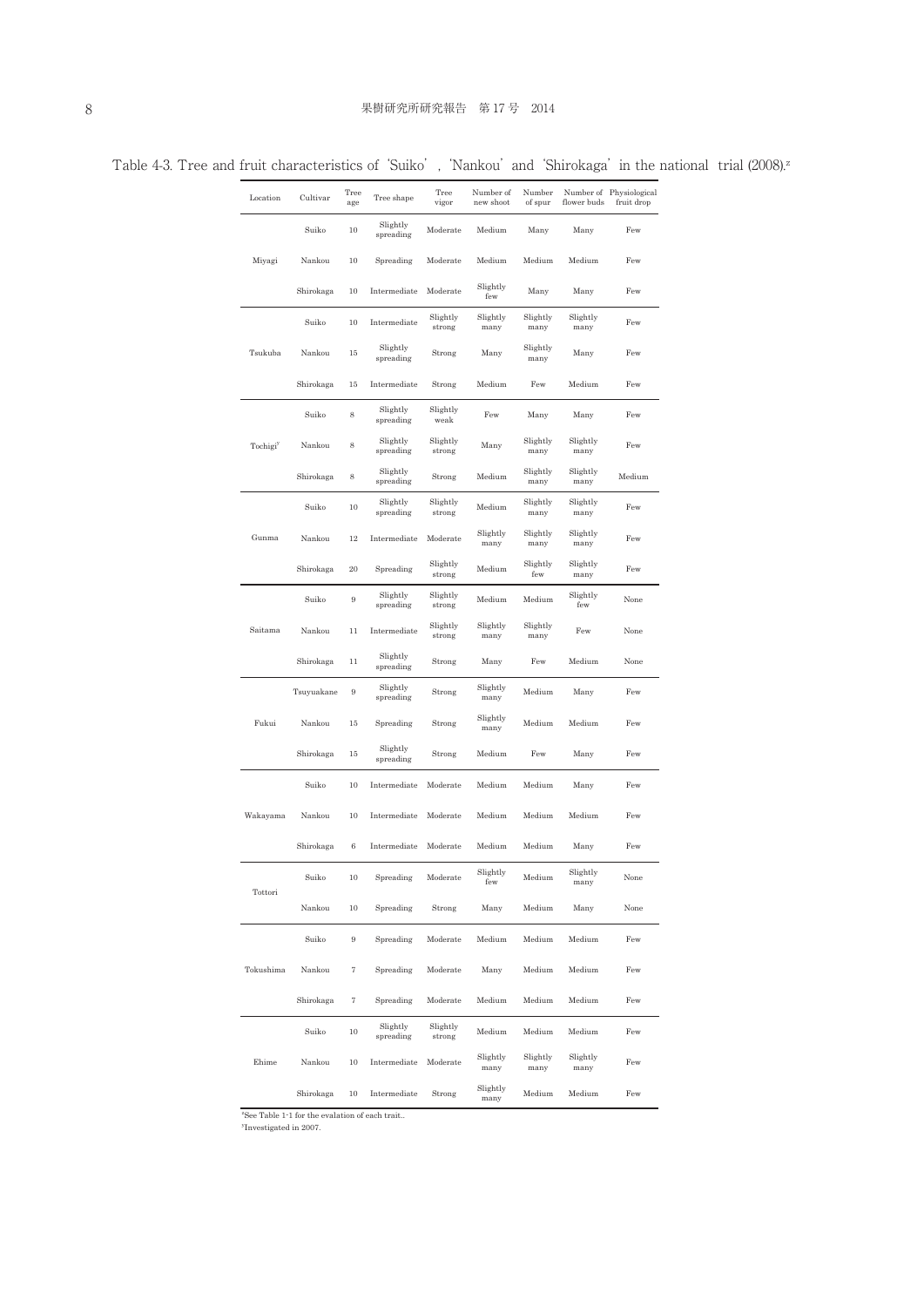Table 4-3. Tree and fruit characteristics of 'Suiko', 'Nankou' and 'Shirokaga' in the national trial (2008).[z]

| Location | Cultivar | Tree age | Tree shape | Tree vigor | Number of new shoot | Number of spur | Number of flower buds | Physiological fruit drop |
|---|---|---|---|---|---|---|---|---|
| Miyagi | Suiko | 10 | Slightly spreading | Moderate | Medium | Many | Many | Few |
| | Nankou | 10 | Spreading | Moderate | Medium | Medium | Medium | Few |
| | Shirokaga | 10 | Intermediate | Moderate | Slightly few | Many | Many | Few |
| Tsukuba | Suiko | 10 | Intermediate | Slightly strong | Slightly many | Slightly many | Slightly many | Few |
| | Nankou | 15 | Slightly spreading | Strong | Many | Slightly many | Many | Few |
| | Shirokaga | 15 | Intermediate | Strong | Medium | Few | Medium | Few |
| Tochigi[y] | Suiko | 8 | Slightly spreading | Slightly weak | Few | Many | Many | Few |
| | Nankou | 8 | Slightly spreading | Slightly strong | Many | Slightly many | Slightly many | Few |
| | Shirokaga | 8 | Slightly spreading | Strong | Medium | Slightly many | Slightly many | Medium |
| Gunma | Suiko | 10 | Slightly spreading | Slightly strong | Medium | Slightly many | Slightly many | Few |
| | Nankou | 12 | Intermediate | Moderate | Slightly many | Slightly many | Slightly many | Few |
| | Shirokaga | 20 | Spreading | Slightly strong | Medium | Slightly few | Slightly many | Few |
| Saitama | Suiko | 9 | Slightly spreading | Slightly strong | Medium | Medium | Slightly few | None |
| | Nankou | 11 | Intermediate | Slightly strong | Slightly many | Slightly many | Few | None |
| | Shirokaga | 11 | Slightly spreading | Strong | Many | Few | Medium | None |
| Fukui | Tsuyuakane | 9 | Slightly spreading | Strong | Slightly many | Medium | Many | Few |
| | Nankou | 15 | Spreading | Strong | Slightly many | Medium | Medium | Few |
| | Shirokaga | 15 | Slightly spreading | Strong | Medium | Few | Many | Few |
| Wakayama | Suiko | 10 | Intermediate | Moderate | Medium | Medium | Many | Few |
| | Nankou | 10 | Intermediate | Moderate | Medium | Medium | Medium | Few |
| | Shirokaga | 6 | Intermediate | Moderate | Medium | Medium | Many | Few |
| Tottori | Suiko | 10 | Spreading | Moderate | Slightly few | Medium | Slightly many | None |
| | Nankou | 10 | Spreading | Strong | Many | Medium | Many | None |
| Tokushima | Suiko | 9 | Spreading | Moderate | Medium | Medium | Medium | Few |
| | Nankou | 7 | Spreading | Moderate | Many | Medium | Medium | Few |
| | Shirokaga | 7 | Spreading | Moderate | Medium | Medium | Medium | Few |
| Ehime | Suiko | 10 | Slightly spreading | Slightly strong | Medium | Medium | Medium | Few |
| | Nankou | 10 | Intermediate | Moderate | Slightly many | Slightly many | Slightly many | Few |
| | Shirokaga | 10 | Intermediate | Strong | Slightly many | Medium | Medium | Few |

[z]See Table 1-1 for the evalation of each trait..
[y]Investigated in 2007.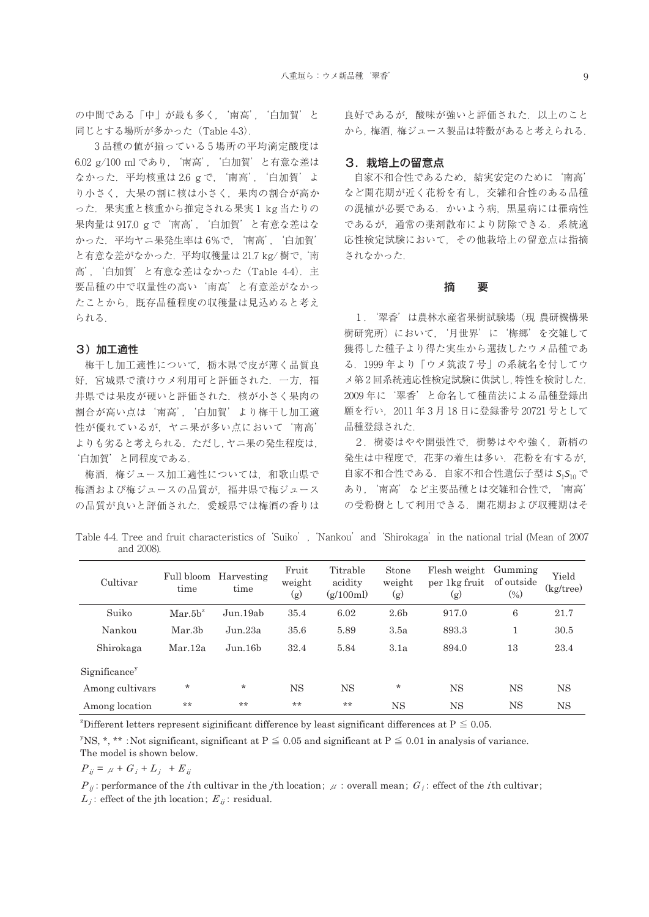の中間である「中」が最も多く，'南高'，'白加賀' と同じとする場所が多かった（Table 4-3）．

3 品種の値が揃っている 5 場所の平均滴定酸度は 6.02 g/100 ml であり，'南高'，'白加賀' と有意な差はなかった．平均核重は 2.6 g で，'南高'，'白加賀' より小さく，大果の割に核は小さく，果肉の割合が高かった．果実重と核重から推定される果実 1 kg 当たりの果肉量は 917.0 g で '南高'，'白加賀' と有意な差はなかった．平均ヤニ果発生率は 6%で，'南高'，'白加賀' と有意な差がなかった．平均収穫量は 21.7 kg/ 樹で，'南高'，'白加賀' と有意な差はなかった（Table 4-4）．主要品種の中で収量性の高い '南高' と有意差がなかったことから，既存品種程度の収穫量は見込めると考えられる．

### 3）加工適性

梅干し加工適性について，栃木県で皮が薄く品質良好，宮城県で漬けウメ利用可と評価された．一方，福井県では果皮が硬いと評価された．核が小さく果肉の割合が高い点は '南高'，'白加賀' より梅干し加工適性が優れているが，ヤニ果が多い点において '南高' よりも劣ると考えられる．ただし，ヤニ果の発生程度は，'白加賀' と同程度である．

梅酒，梅ジュース加工適性については，和歌山県で梅酒および梅ジュースの品質が，福井県で梅ジュースの品質が良いと評価された．愛媛県では梅酒の香りは良好であるが，酸味が強いと評価された．以上のことから，梅酒，梅ジュース製品は特徴があると考えられる．

## 3．栽培上の留意点

自家不和合性であるため，結実安定のために '南高' など開花期が近く花粉を有し，交雑和合性のある品種の混植が必要である．かいよう病，黒星病には罹病性であるが，通常の薬剤散布により防除できる．系統適応性検定試験において，その他栽培上の留意点は指摘されなかった．

## 摘　　要

1．'翠香' は農林水産省果樹試験場（現 農研機構果樹研究所）において，'月世界' に '梅郷' を交雑して獲得した種子より得た実生から選抜したウメ品種である．1999 年より「ウメ筑波 7 号」の系統名を付してウメ第 2 回系統適応性検定試験に供試し，特性を検討した．2009 年に '翠香' と命名して種苗法による品種登録出願を行い，2011 年 3 月 18 日に登録番号 20721 号として品種登録された．

2．樹姿はやや開張性で，樹勢はやや強く，新梢の発生は中程度で，花芽の着生は多い．花粉を有するが，自家不和合性である．自家不和合性遺伝子型は $S_1S_{10}$ であり，'南高' など主要品種とは交雑和合性で，'南高' の受粉樹として利用できる．開花期および収穫期はそ

Table 4-4. Tree and fruit characteristics of 'Suiko', 'Nankou' and 'Shirokaga' in the national trial (Mean of 2007 and 2008).

| Cultivar | Full bloom time | Harvesting time | Fruit weight (g) | Titrable acidity (g/100ml) | Stone weight (g) | Flesh weight per 1kg fruit (g) | Gumming of outside (%) | Yield (kg/tree) |
|---|---|---|---|---|---|---|---|---|
| Suiko | Mar.5b[z] | Jun.19ab | 35.4 | 6.02 | 2.6b | 917.0 | 6 | 21.7 |
| Nankou | Mar.3b | Jun.23a | 35.6 | 5.89 | 3.5a | 893.3 | 1 | 30.5 |
| Shirokaga | Mar.12a | Jun.16b | 32.4 | 5.84 | 3.1a | 894.0 | 13 | 23.4 |
| Significance[y] | | | | | | | | |
| Among cultivars | * | * | NS | NS | * | NS | NS | NS |
| Among location | ** | ** | ** | ** | NS | NS | NS | NS |

[z]Different letters represent siginificant difference by least significant differences at P ≦ 0.05.

[y]NS, *, ** :Not significant, significant at P ≦ 0.05 and significant at P ≦ 0.01 in analysis of variance.
The model is shown below.

$$P_{ij} = \mu + G_i + L_j + E_{ij}$$

$P_{ij}$ : performance of the $i$th cultivar in the $j$th location; $\mu$ : overall mean; $G_i$ : effect of the $i$th cultivar; $L_j$ : effect of the jth location; $E_{ij}$ : residual.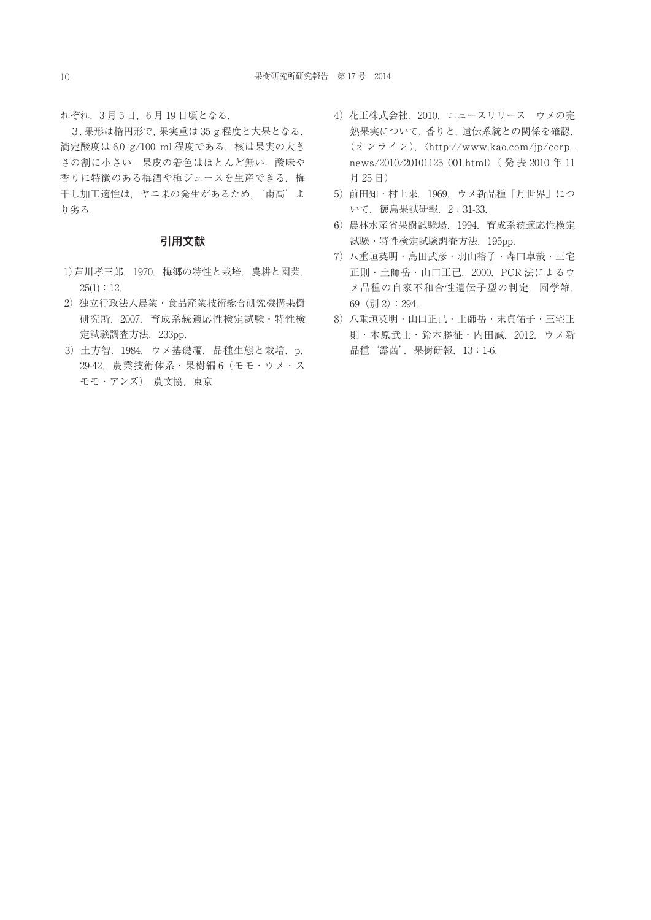れぞれ，3 月 5 日，6 月 19 日頃となる．

3. 果形は楕円形で，果実重は 35 g 程度と大果となる．滴定酸度は 6.0 g/100 ml 程度である．核は果実の大きさの割に小さい．果皮の着色はほとんど無い．酸味や香りに特徴のある梅酒や梅ジュースを生産できる．梅干し加工適性は，ヤニ果の発生があるため，'南高' より劣る．

## 引用文献

1) 芦川孝三郎．1970．梅郷の特性と栽培．農耕と園芸．25(1)：12.
2) 独立行政法人農業・食品産業技術総合研究機構果樹研究所．2007．育成系統適応性検定試験・特性検定試験調査方法．233pp.
3) 土方智．1984．ウメ基礎編．品種生態と栽培．p. 29-42．農業技術体系・果樹編 6（モモ・ウメ・スモモ・アンズ）．農文協，東京.
4) 花王株式会社．2010．ニュースリリース　ウメの完熟果実について，香りと，遺伝系統との関係を確認．（オンライン），〈http://www.kao.com/jp/corp_news/2010/20101125_001.html〉（発表 2010 年 11 月 25 日）
5) 前田知・村上来．1969．ウメ新品種「月世界」について．徳島果試研報．2：31-33.
6) 農林水産省果樹試験場．1994．育成系統適応性検定試験・特性検定試験調査方法．195pp.
7) 八重垣英明・島田武彦・羽山裕子・森口卓哉・三宅正則・土師岳・山口正己．2000．PCR 法によるウメ品種の自家不和合性遺伝子型の判定．園学雑．69（別 2）：294.
8) 八重垣英明・山口正己・土師岳・末貞佑子・三宅正則・木原武士・鈴木勝征・内田誠．2012．ウメ新品種 '露茜'．果樹研報．13：1-6.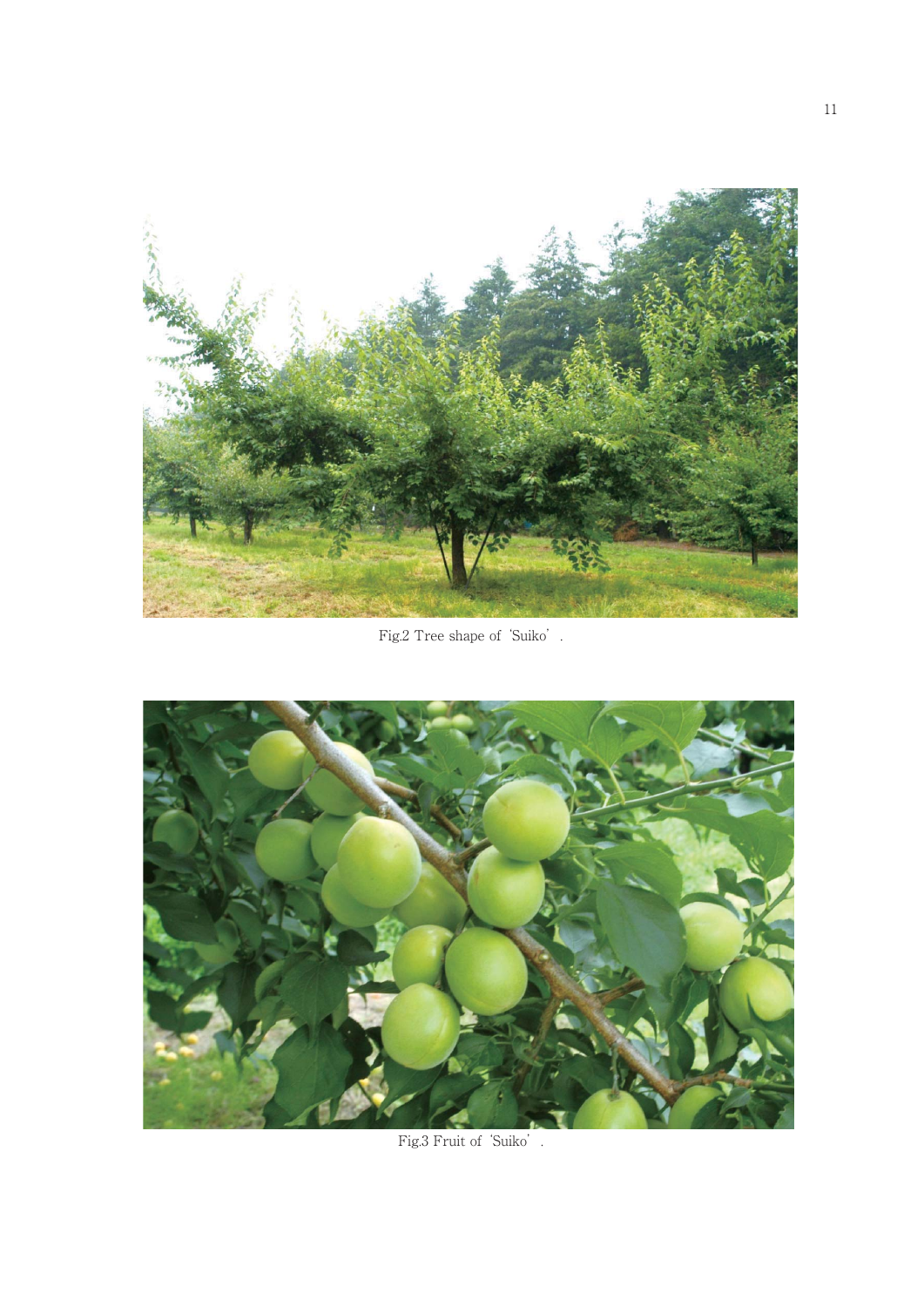Fig.2 Tree shape of 'Suiko'.

Fig.3 Fruit of 'Suiko'.